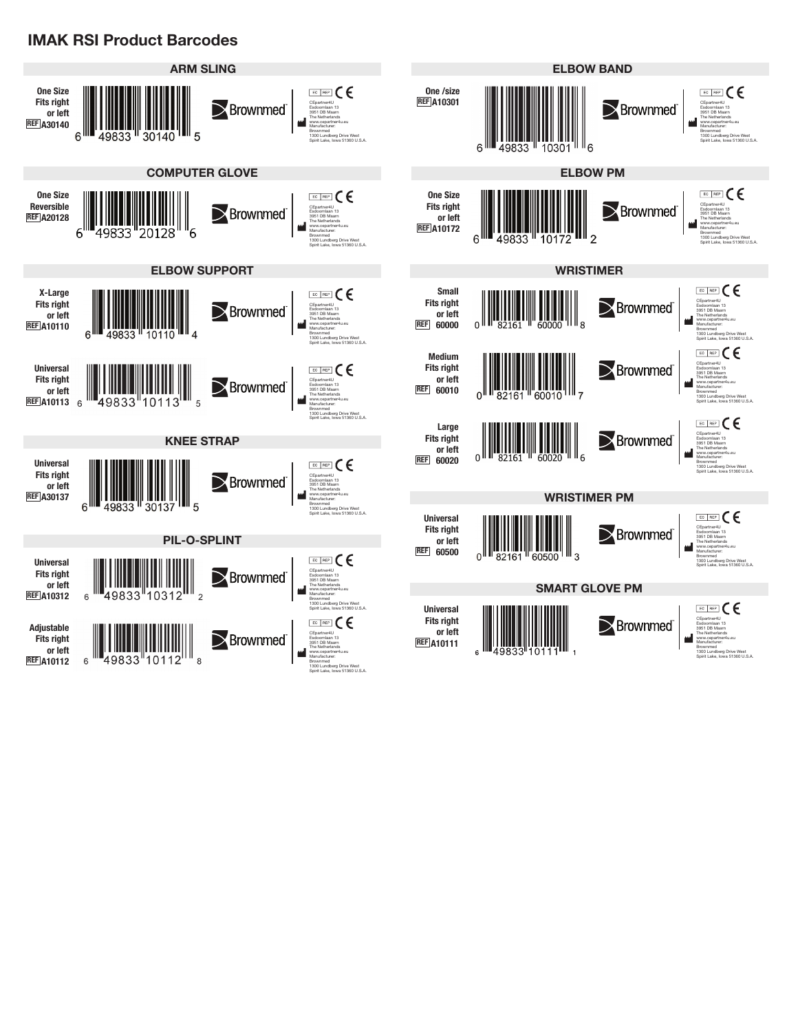# IMAK RSI Product Barcodes

## ARM SLING

One Size
Fits right
or left
REF A30140

6 49833 30140 5

Brownmed

EC REP CE
CEpartner4U
Esdoornlaan 13
3951 DB Maarn
The Netherlands
www.cepartner4u.eu
Manufacturer:
Brownmed
1300 Lundberg Drive West
Spirit Lake, Iowa 51360 U.S.A.

## COMPUTER GLOVE

One Size
Reversible
REF A20128

6 49833 20128 6

Brownmed

EC REP CE
CEpartner4U
Esdoornlaan 13
3951 DB Maarn
The Netherlands
www.cepartner4u.eu
Manufacturer:
Brownmed
1300 Lundberg Drive West
Spirit Lake, Iowa 51360 U.S.A.

## ELBOW SUPPORT

X-Large
Fits right
or left
REF A10110

6 49833 10110 4

Brownmed

EC REP CE
CEpartner4U
Esdoornlaan 13
3951 DB Maarn
The Netherlands
www.cepartner4u.eu
Manufacturer:
Brownmed
1300 Lundberg Drive West
Spirit Lake, Iowa 51360 U.S.A.

Universal
Fits right
or left
REF A10113

6 49833 10113 5

Brownmed

EC REP CE
CEpartner4U
Esdoornlaan 13
3951 DB Maarn
The Netherlands
www.cepartner4u.eu
Manufacturer:
Brownmed
1300 Lundberg Drive West
Spirit Lake, Iowa 51360 U.S.A.

## KNEE STRAP

Universal
Fits right
or left
REF A30137

6 49833 30137 5

Brownmed

EC REP CE
CEpartner4U
Esdoornlaan 13
3951 DB Maarn
The Netherlands
www.cepartner4u.eu
Manufacturer:
Brownmed
1300 Lundberg Drive West
Spirit Lake, Iowa 51360 U.S.A.

## PIL-O-SPLINT

Universal
Fits right
or left
REF A10312

6 49833 10312 2

Brownmed

EC REP CE
CEpartner4U
Esdoornlaan 13
3951 DB Maarn
The Netherlands
www.cepartner4u.eu
Manufacturer:
Brownmed
1300 Lundberg Drive West
Spirit Lake, Iowa 51360 U.S.A.

Adjustable
Fits right
or left
REF A10112

6 49833 10112 8

Brownmed

EC REP CE
CEpartner4U
Esdoornlaan 13
3951 DB Maarn
The Netherlands
www.cepartner4u.eu
Manufacturer:
Brownmed
1300 Lundberg Drive West
Spirit Lake, Iowa 51360 U.S.A.

## ELBOW BAND

One /size
REF A10301

6 49833 10301 6

Brownmed

EC REP CE
CEpartner4U
Esdoornlaan 13
3951 DB Maarn
The Netherlands
www.cepartner4u.eu
Manufacturer:
Brownmed
1300 Lundberg Drive West
Spirit Lake, Iowa 51360 U.S.A.

## ELBOW PM

One Size
Fits right
or left
REF A10172

6 49833 10172 2

Brownmed

EC REP CE
CEpartner4U
Esdoornlaan 13
3951 DB Maarn
The Netherlands
www.cepartner4u.eu
Manufacturer:
Brownmed
1300 Lundberg Drive West
Spirit Lake, Iowa 51360 U.S.A.

## WRISTIMER

Small
Fits right
or left
REF 60000

0 82161 60000 8

Brownmed

EC REP CE
CEpartner4U
Esdoornlaan 13
3951 DB Maarn
The Netherlands
www.cepartner4u.eu
Manufacturer:
Brownmed
1300 Lundberg Drive West
Spirit Lake, Iowa 51360 U.S.A.

Medium
Fits right
or left
REF 60010

0 82161 60010 7

Brownmed

EC REP CE
CEpartner4U
Esdoornlaan 13
3951 DB Maarn
The Netherlands
www.cepartner4u.eu
Manufacturer:
Brownmed
1300 Lundberg Drive West
Spirit Lake, Iowa 51360 U.S.A.

Large
Fits right
or left
REF 60020

0 82161 60020 6

Brownmed

EC REP CE
CEpartner4U
Esdoornlaan 13
3951 DB Maarn
The Netherlands
www.cepartner4u.eu
Manufacturer:
Brownmed
1300 Lundberg Drive West
Spirit Lake, Iowa 51360 U.S.A.

## WRISTIMER PM

Universal
Fits right
or left
REF 60500

0 82161 60500 3

Brownmed

EC REP CE
CEpartner4U
Esdoornlaan 13
3951 DB Maarn
The Netherlands
www.cepartner4u.eu
Manufacturer:
Brownmed
1300 Lundberg Drive West
Spirit Lake, Iowa 51360 U.S.A.

## SMART GLOVE PM

Universal
Fits right
or left
REF A10111

6 49833 10111 1

Brownmed

EC REP CE
CEpartner4U
Esdoornlaan 13
3951 DB Maarn
The Netherlands
www.cepartner4u.eu
Manufacturer:
Brownmed
1300 Lundberg Drive West
Spirit Lake, Iowa 51360 U.S.A.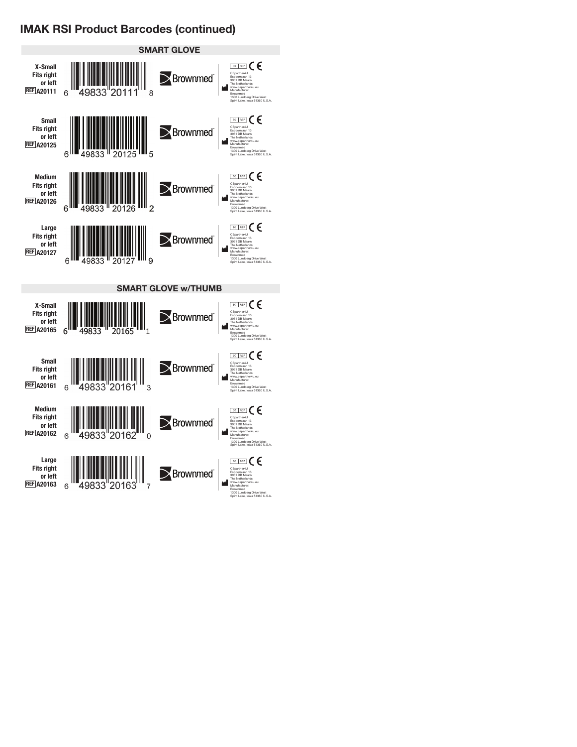# IMAK RSI Product Barcodes (continued)

## SMART GLOVE

**X-Small**
**Fits right or left**
**REF A20111**

6 49833 20111 8

Brownmed™

EC REP CE
CEpartner4U
Esdoornlaan 13
3951 DB Maarn
The Netherlands
www.cepartner4u.eu
Manufacturer:
Brownmed
1300 Lundberg Drive West
Spirit Lake, Iowa 51360 U.S.A.

**Small**
**Fits right or left**
**REF A20125**

6 49833 20125 5

Brownmed™

EC REP CE
CEpartner4U
Esdoornlaan 13
3951 DB Maarn
The Netherlands
www.cepartner4u.eu
Manufacturer:
Brownmed
1300 Lundberg Drive West
Spirit Lake, Iowa 51360 U.S.A.

**Medium**
**Fits right or left**
**REF A20126**

6 49833 20126 2

Brownmed™

EC REP CE
CEpartner4U
Esdoornlaan 13
3951 DB Maarn
The Netherlands
www.cepartner4u.eu
Manufacturer:
Brownmed
1300 Lundberg Drive West
Spirit Lake, Iowa 51360 U.S.A.

**Large**
**Fits right or left**
**REF A20127**

6 49833 20127 9

Brownmed™

EC REP CE
CEpartner4U
Esdoornlaan 13
3951 DB Maarn
The Netherlands
www.cepartner4u.eu
Manufacturer:
Brownmed
1300 Lundberg Drive West
Spirit Lake, Iowa 51360 U.S.A.

## SMART GLOVE w/THUMB

**X-Small**
**Fits right or left**
**REF A20165**

6 49833 20165 1

Brownmed™

EC REP CE
CEpartner4U
Esdoornlaan 13
3951 DB Maarn
The Netherlands
www.cepartner4u.eu
Manufacturer:
Brownmed
1300 Lundberg Drive West
Spirit Lake, Iowa 51360 U.S.A.

**Small**
**Fits right or left**
**REF A20161**

6 49833 20161 3

Brownmed™

EC REP CE
CEpartner4U
Esdoornlaan 13
3951 DB Maarn
The Netherlands
www.cepartner4u.eu
Manufacturer:
Brownmed
1300 Lundberg Drive West
Spirit Lake, Iowa 51360 U.S.A.

**Medium**
**Fits right or left**
**REF A20162**

6 49833 20162 0

Brownmed™

EC REP CE
CEpartner4U
Esdoornlaan 13
3951 DB Maarn
The Netherlands
www.cepartner4u.eu
Manufacturer:
Brownmed
1300 Lundberg Drive West
Spirit Lake, Iowa 51360 U.S.A.

**Large**
**Fits right or left**
**REF A20163**

6 49833 20163 7

Brownmed™

EC REP CE
CEpartner4U
Esdoornlaan 13
3951 DB Maarn
The Netherlands
www.cepartner4u.eu
Manufacturer:
Brownmed
1300 Lundberg Drive West
Spirit Lake, Iowa 51360 U.S.A.